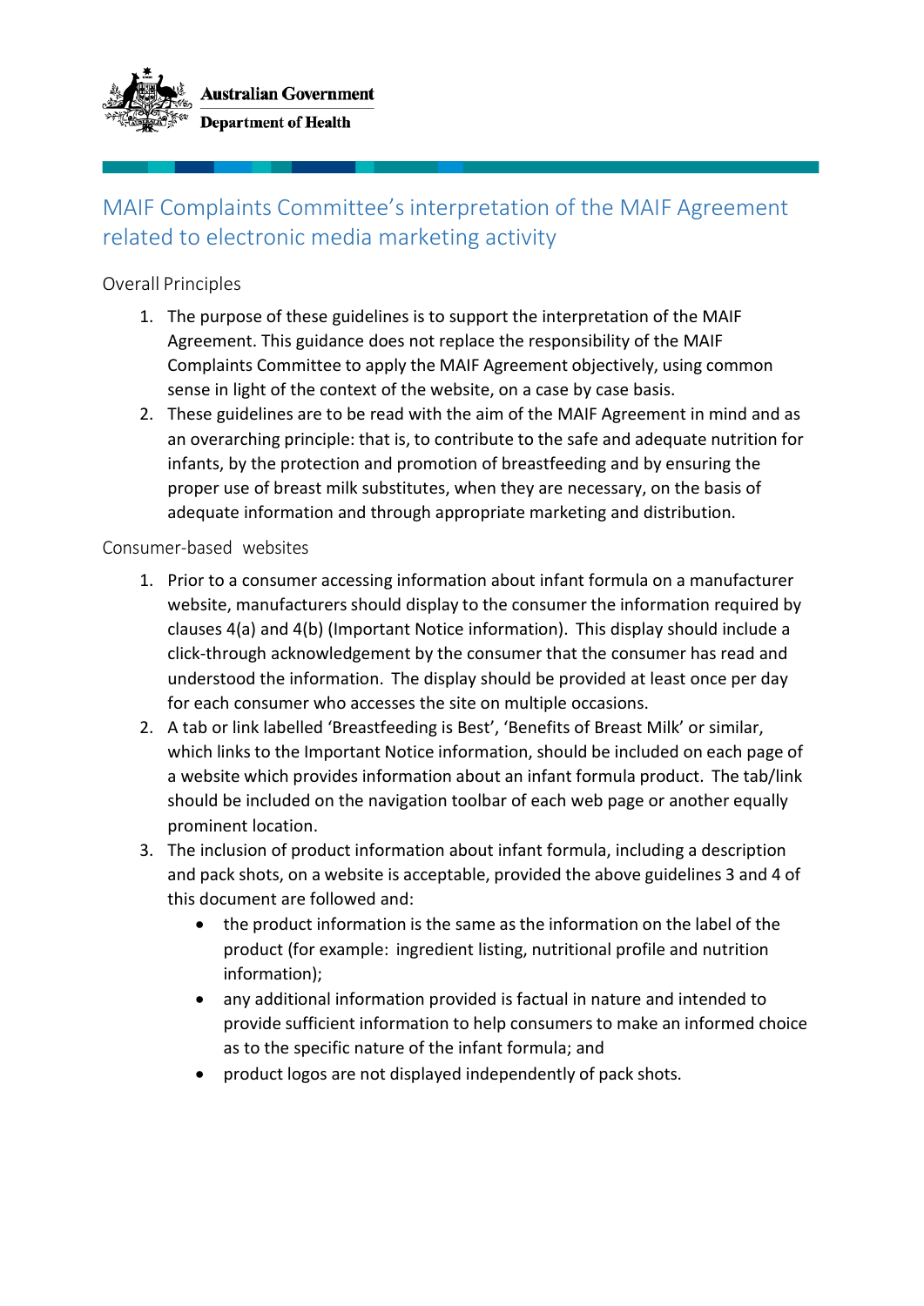Australian Government
Department of Health

# MAIF Complaints Committee's interpretation of the MAIF Agreement related to electronic media marketing activity

## Overall Principles

1. The purpose of these guidelines is to support the interpretation of the MAIF Agreement. This guidance does not replace the responsibility of the MAIF Complaints Committee to apply the MAIF Agreement objectively, using common sense in light of the context of the website, on a case by case basis.
2. These guidelines are to be read with the aim of the MAIF Agreement in mind and as an overarching principle: that is, to contribute to the safe and adequate nutrition for infants, by the protection and promotion of breastfeeding and by ensuring the proper use of breast milk substitutes, when they are necessary, on the basis of adequate information and through appropriate marketing and distribution.

## Consumer-based websites

1. Prior to a consumer accessing information about infant formula on a manufacturer website, manufacturers should display to the consumer the information required by clauses 4(a) and 4(b) (Important Notice information). This display should include a click-through acknowledgement by the consumer that the consumer has read and understood the information. The display should be provided at least once per day for each consumer who accesses the site on multiple occasions.
2. A tab or link labelled 'Breastfeeding is Best', 'Benefits of Breast Milk' or similar, which links to the Important Notice information, should be included on each page of a website which provides information about an infant formula product. The tab/link should be included on the navigation toolbar of each web page or another equally prominent location.
3. The inclusion of product information about infant formula, including a description and pack shots, on a website is acceptable, provided the above guidelines 3 and 4 of this document are followed and:
   - the product information is the same as the information on the label of the product (for example: ingredient listing, nutritional profile and nutrition information);
   - any additional information provided is factual in nature and intended to provide sufficient information to help consumers to make an informed choice as to the specific nature of the infant formula; and
   - product logos are not displayed independently of pack shots.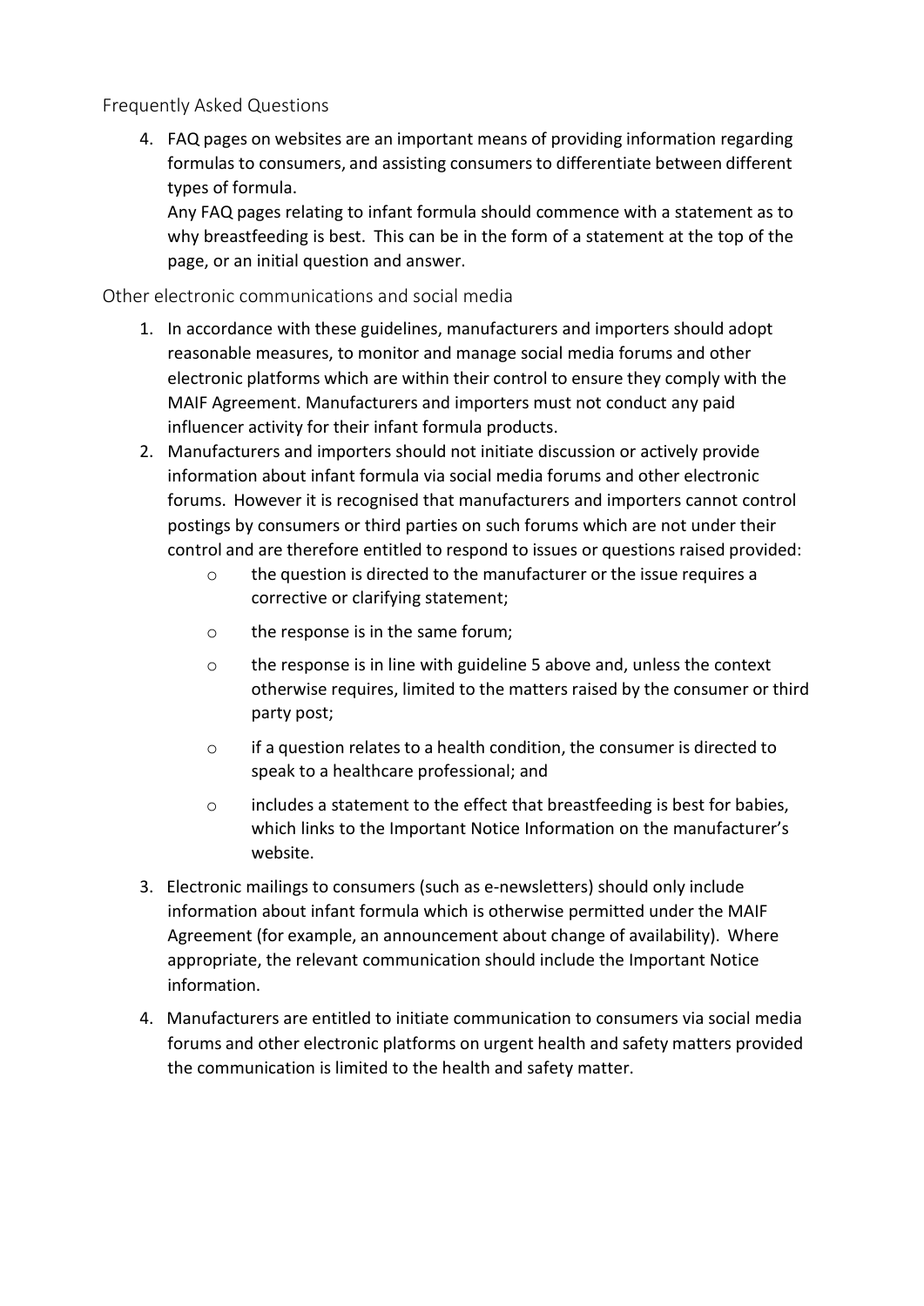## Frequently Asked Questions

4. FAQ pages on websites are an important means of providing information regarding formulas to consumers, and assisting consumers to differentiate between different types of formula.
   Any FAQ pages relating to infant formula should commence with a statement as to why breastfeeding is best. This can be in the form of a statement at the top of the page, or an initial question and answer.

## Other electronic communications and social media

1. In accordance with these guidelines, manufacturers and importers should adopt reasonable measures, to monitor and manage social media forums and other electronic platforms which are within their control to ensure they comply with the MAIF Agreement. Manufacturers and importers must not conduct any paid influencer activity for their infant formula products.
2. Manufacturers and importers should not initiate discussion or actively provide information about infant formula via social media forums and other electronic forums. However it is recognised that manufacturers and importers cannot control postings by consumers or third parties on such forums which are not under their control and are therefore entitled to respond to issues or questions raised provided:
   - the question is directed to the manufacturer or the issue requires a corrective or clarifying statement;
   - the response is in the same forum;
   - the response is in line with guideline 5 above and, unless the context otherwise requires, limited to the matters raised by the consumer or third party post;
   - if a question relates to a health condition, the consumer is directed to speak to a healthcare professional; and
   - includes a statement to the effect that breastfeeding is best for babies, which links to the Important Notice Information on the manufacturer's website.
3. Electronic mailings to consumers (such as e-newsletters) should only include information about infant formula which is otherwise permitted under the MAIF Agreement (for example, an announcement about change of availability). Where appropriate, the relevant communication should include the Important Notice information.
4. Manufacturers are entitled to initiate communication to consumers via social media forums and other electronic platforms on urgent health and safety matters provided the communication is limited to the health and safety matter.